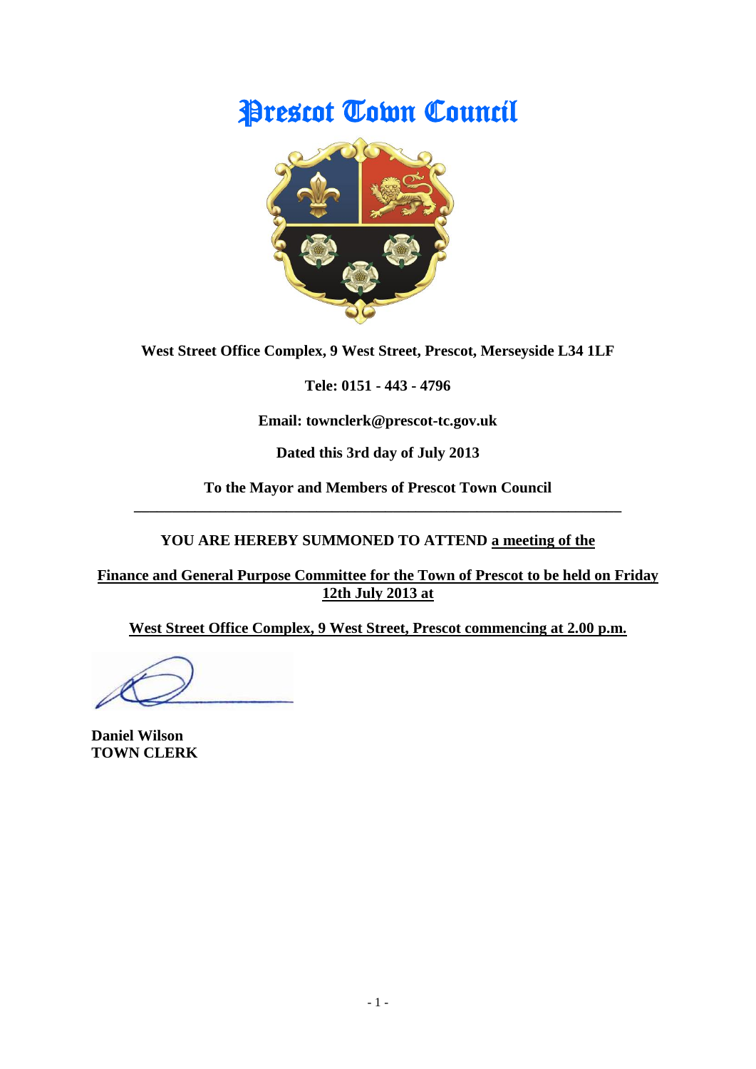# Prescot Town Council

**West Street Office Complex, 9 West Street, Prescot, Merseyside L34 1LF**

**Tele: 0151 - 443 - 4796**

**Email: townclerk@prescot-tc.gov.uk**

**Dated this 3rd day of July 2013**

**To the Mayor and Members of Prescot Town Council**

---

**YOU ARE HEREBY SUMMONED TO ATTEND a meeting of the**

**Finance and General Purpose Committee for the Town of Prescot to be held on Friday 12th July 2013 at**

**West Street Office Complex, 9 West Street, Prescot commencing at 2.00 p.m.**

**Daniel Wilson**
**TOWN CLERK**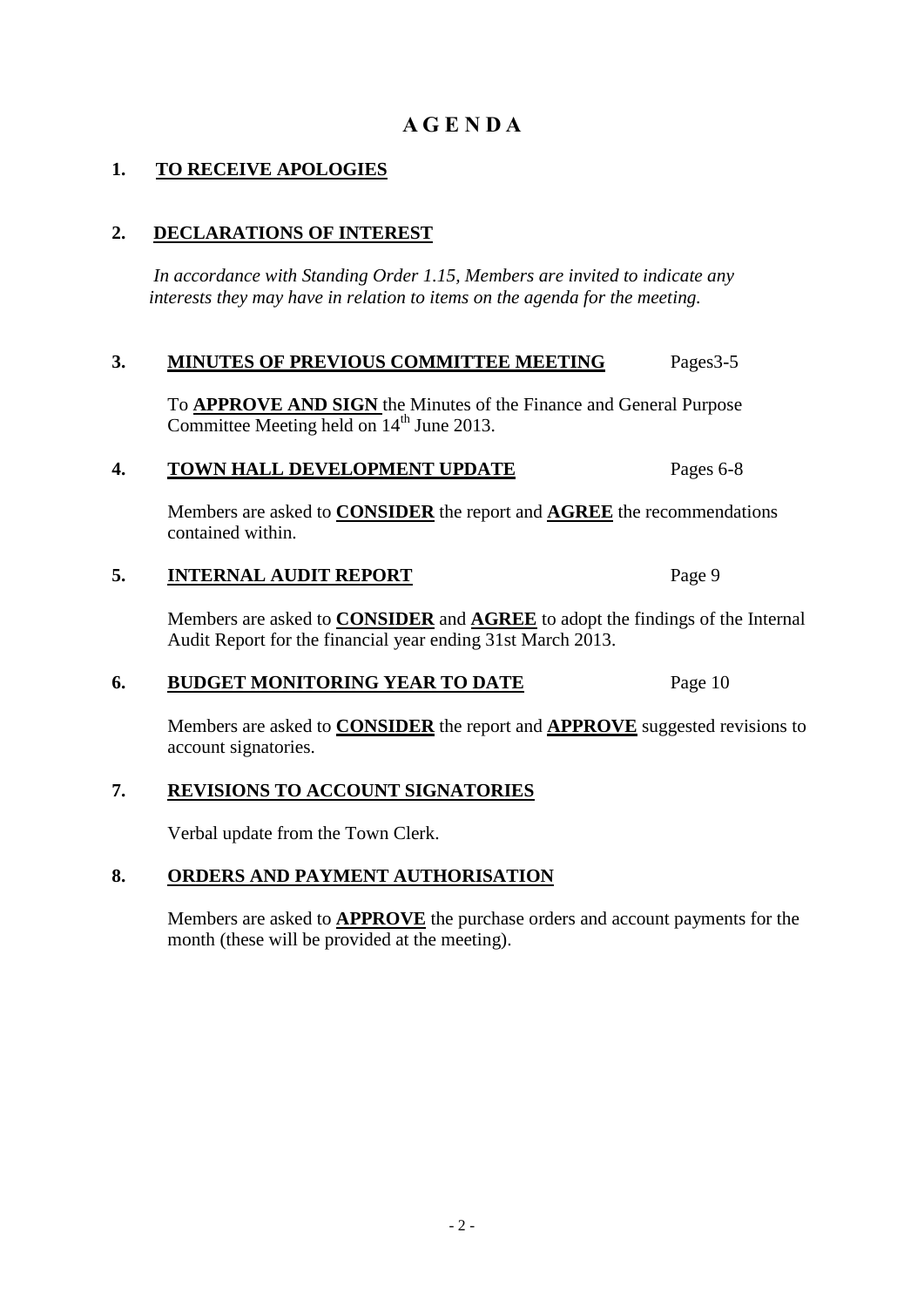# A G E N D A

## 1. TO RECEIVE APOLOGIES

## 2. DECLARATIONS OF INTEREST

*In accordance with Standing Order 1.15, Members are invited to indicate any interests they may have in relation to items on the agenda for the meeting.*

## 3. MINUTES OF PREVIOUS COMMITTEE MEETING Pages3-5

To **APPROVE AND SIGN** the Minutes of the Finance and General Purpose Committee Meeting held on 14th June 2013.

## 4. TOWN HALL DEVELOPMENT UPDATE Pages 6-8

Members are asked to **CONSIDER** the report and **AGREE** the recommendations contained within.

## 5. INTERNAL AUDIT REPORT Page 9

Members are asked to **CONSIDER** and **AGREE** to adopt the findings of the Internal Audit Report for the financial year ending 31st March 2013.

## 6. BUDGET MONITORING YEAR TO DATE Page 10

Members are asked to **CONSIDER** the report and **APPROVE** suggested revisions to account signatories.

## 7. REVISIONS TO ACCOUNT SIGNATORIES

Verbal update from the Town Clerk.

## 8. ORDERS AND PAYMENT AUTHORISATION

Members are asked to **APPROVE** the purchase orders and account payments for the month (these will be provided at the meeting).